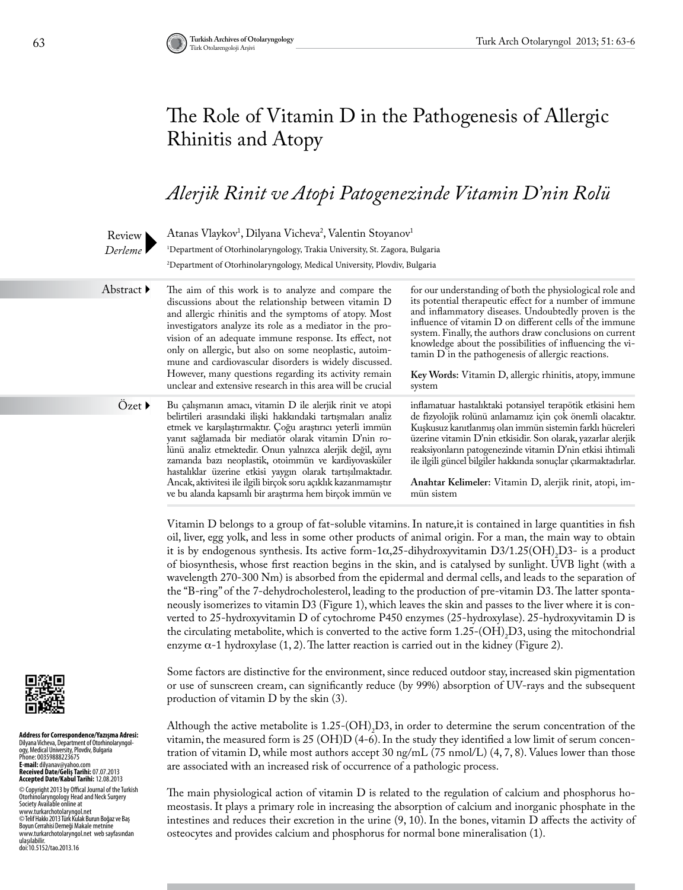# The Role of Vitamin D in the Pathogenesis of Allergic Rhinitis and Atopy

## *Alerjik Rinit ve Atopi Patogenezinde Vitamin D'nin Rolü*

Review *Derleme*

Atanas Vlaykov[1], Dilyana Vicheva[2], Valentin Stoyanov[1]

[1]Department of Otorhinolaryngology, Trakia University, St. Zagora, Bulgaria

[2]Department of Otorhinolaryngology, Medical University, Plovdiv, Bulgaria

**Abstract**

The aim of this work is to analyze and compare the discussions about the relationship between vitamin D and allergic rhinitis and the symptoms of atopy. Most investigators analyze its role as a mediator in the provision of an adequate immune response. Its effect, not only on allergic, but also on some neoplastic, autoimmune and cardiovascular disorders is widely discussed. However, many questions regarding its activity remain unclear and extensive research in this area will be crucial for our understanding of both the physiological role and its potential therapeutic effect for a number of immune and inflammatory diseases. Undoubtedly proven is the influence of vitamin D on different cells of the immune system. Finally, the authors draw conclusions on current knowledge about the possibilities of influencing the vitamin D in the pathogenesis of allergic reactions.

**Key Words:** Vitamin D, allergic rhinitis, atopy, immune system

**Özet**

Bu çalışmanın amacı, vitamin D ile alerjik rinit ve atopi belirtileri arasındaki ilişki hakkındaki tartışmaları analiz etmek ve karşılaştırmaktır. Çoğu araştırıcı yeterli immün yanıt sağlamada bir mediatör olarak vitamin D'nin rolünü analiz etmektedir. Onun yalnızca alerjik değil, aynı zamanda bazı neoplastik, otoimmün ve kardiyovasküler hastalıklar üzerine etkisi yaygın olarak tartışılmaktadır. Ancak, aktivitesi ile ilgili birçok soru açıklık kazanmamıştır ve bu alanda kapsamlı bir araştırma hem birçok immün ve inflamatuar hastalıktaki potansiyel terapötik etkisini hem de fizyolojik rolünü anlamamız için çok önemli olacaktır. Kuşkusuz kanıtlanmış olan immün sistemin farklı hücreleri üzerine vitamin D'nin etkisidir. Son olarak, yazarlar alerjik reaksiyonların patogenezinde vitamin D'nin etkisi ihtimali ile ilgili güncel bilgiler hakkında sonuçlar çıkarmaktadırlar.

**Anahtar Kelimeler:** Vitamin D, alerjik rinit, atopi, immün sistem

Vitamin D belongs to a group of fat-soluble vitamins. In nature,it is contained in large quantities in fish oil, liver, egg yolk, and less in some other products of animal origin. For a man, the main way to obtain it is by endogenous synthesis. Its active form-1α,25-dihydroxyvitamin D3/1.25$(OH)_2$D3- is a product of biosynthesis, whose first reaction begins in the skin, and is catalysed by sunlight. UVB light (with a wavelength 270-300 Nm) is absorbed from the epidermal and dermal cells, and leads to the separation of the "B-ring" of the 7-dehydrocholesterol, leading to the production of pre-vitamin D3. The latter spontaneously isomerizes to vitamin D3 (Figure 1), which leaves the skin and passes to the liver where it is converted to 25-hydroxyvitamin D of cytochrome P450 enzymes (25-hydroxylase). 25-hydroxyvitamin D is the circulating metabolite, which is converted to the active form 1.25-$(OH)_2$D3, using the mitochondrial enzyme α-1 hydroxylase (1, 2). The latter reaction is carried out in the kidney (Figure 2).

Some factors are distinctive for the environment, since reduced outdoor stay, increased skin pigmentation or use of sunscreen cream, can significantly reduce (by 99%) absorption of UV-rays and the subsequent production of vitamin D by the skin (3).

Although the active metabolite is 1.25-$(OH)_2$D3, in order to determine the serum concentration of the vitamin, the measured form is 25 (OH)D (4-6). In the study they identified a low limit of serum concentration of vitamin D, while most authors accept 30 ng/mL (75 nmol/L) (4, 7, 8). Values lower than those are associated with an increased risk of occurrence of a pathologic process.

The main physiological action of vitamin D is related to the regulation of calcium and phosphorus homeostasis. It plays a primary role in increasing the absorption of calcium and inorganic phosphate in the intestines and reduces their excretion in the urine (9, 10). In the bones, vitamin D affects the activity of osteocytes and provides calcium and phosphorus for normal bone mineralisation (1).

**Address for Correspondence/Yazışma Adresi:** Dilyana Vicheva, Department of Otorhinolaryngology, Medical University, Plovdiv, Bulgaria Phone: 00359888223675 **E-mail:** dilyanav@yahoo.com
**Received Date/Geliş Tarihi:** 07.07.2013
**Accepted Date/Kabul Tarihi:** 12.08.2013

© Copyright 2013 by Offical Journal of the Turkish Otorhinolaryngology Head and Neck Surgery Society Available online at www.turkarchotolaryngol.net
© Telif Hakkı 2013 Türk Kulak Burun Boğaz ve Baş Boyun Cerrahisi Derneği Makale metnine www.turkarchotolaryngol.net web sayfasından ulaşılabilir.
doi:10.5152/tao.2013.16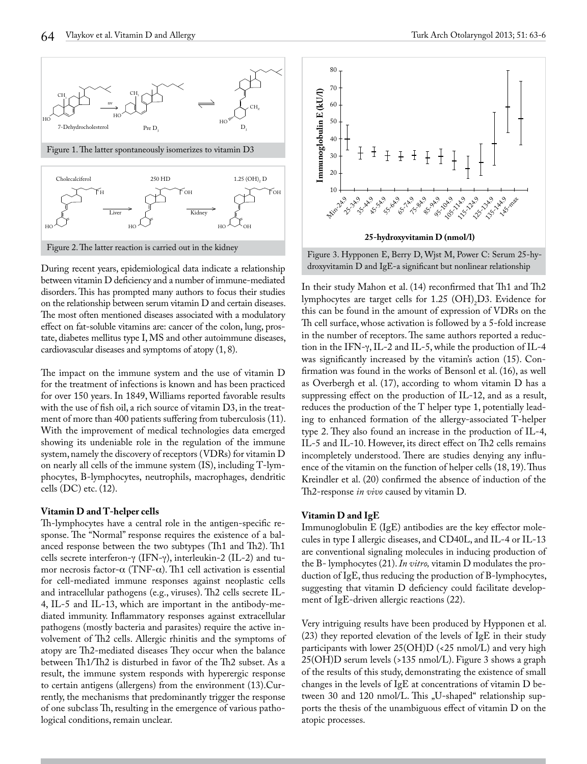Figure 1. The latter spontaneously isomerizes to vitamin D3

Figure 2. The latter reaction is carried out in the kidney

During recent years, epidemiological data indicate a relationship between vitamin D deficiency and a number of immune-mediated disorders. This has prompted many authors to focus their studies on the relationship between serum vitamin D and certain diseases. The most often mentioned diseases associated with a modulatory effect on fat-soluble vitamins are: cancer of the colon, lung, prostate, diabetes mellitus type I, MS and other autoimmune diseases, cardiovascular diseases and symptoms of atopy (1, 8).

The impact on the immune system and the use of vitamin D for the treatment of infections is known and has been practiced for over 150 years. In 1849, Williams reported favorable results with the use of fish oil, a rich source of vitamin D3, in the treatment of more than 400 patients suffering from tuberculosis (11). With the improvement of medical technologies data emerged showing its undeniable role in the regulation of the immune system, namely the discovery of receptors (VDRs) for vitamin D on nearly all cells of the immune system (IS), including T-lymphocytes, B-lymphocytes, neutrophils, macrophages, dendritic cells (DC) etc. (12).

### Vitamin D and T-helper cells

Th-lymphocytes have a central role in the antigen-specific response. The "Normal" response requires the existence of a balanced response between the two subtypes (Th1 and Th2). Th1 cells secrete interferon-γ (IFN-γ), interleukin-2 (IL-2) and tumor necrosis factor-α (TNF-α). Th1 cell activation is essential for cell-mediated immune responses against neoplastic cells and intracellular pathogens (e.g., viruses). Th2 cells secrete IL-4, IL-5 and IL-13, which are important in the antibody-mediated immunity. Inflammatory responses against extracellular pathogens (mostly bacteria and parasites) require the active involvement of Th2 cells. Allergic rhinitis and the symptoms of atopy are Th2-mediated diseases They occur when the balance between Th1/Th2 is disturbed in favor of the Th2 subset. As a result, the immune system responds with hyperergic response to certain antigens (allergens) from the environment (13).Currently, the mechanisms that predominantly trigger the response of one subclass Th, resulting in the emergence of various pathological conditions, remain unclear.

Figure 3. Hypponen E, Berry D, Wjst M, Power C: Serum 25-hydroxyvitamin D and IgE-a significant but nonlinear relationship

In their study Mahon et al. (14) reconfirmed that Th1 and Th2 lymphocytes are target cells for 1.25 $(OH)_2$D3. Evidence for this can be found in the amount of expression of VDRs on the Th cell surface, whose activation is followed by a 5-fold increase in the number of receptors. The same authors reported a reduction in the IFN-γ, IL-2 and IL-5, while the production of IL-4 was significantly increased by the vitamin's action (15). Confirmation was found in the works of Bensonl et al. (16), as well as Overbergh et al. (17), according to whom vitamin D has a suppressing effect on the production of IL-12, and as a result, reduces the production of the T helper type 1, potentially leading to enhanced formation of the allergy-associated T-helper type 2. They also found an increase in the production of IL-4, IL-5 and IL-10. However, its direct effect on Th2 cells remains incompletely understood. There are studies denying any influence of the vitamin on the function of helper cells (18, 19). Thus Kreindler et al. (20) confirmed the absence of induction of the Th2-response *in vivo* caused by vitamin D.

### Vitamin D and IgE

Immunoglobulin E (IgE) antibodies are the key effector molecules in type I allergic diseases, and CD40L, and IL-4 or IL-13 are conventional signaling molecules in inducing production of the B- lymphocytes (21). *In vitro,* vitamin D modulates the production of IgE, thus reducing the production of B-lymphocytes, suggesting that vitamin D deficiency could facilitate development of IgE-driven allergic reactions (22).

Very intriguing results have been produced by Hypponen et al. (23) they reported elevation of the levels of IgE in their study participants with lower 25(OH)D (<25 nmol/L) and very high 25(OH)D serum levels (>135 nmol/L). Figure 3 shows a graph of the results of this study, demonstrating the existence of small changes in the levels of IgE at concentrations of vitamin D between 30 and 120 nmol/L. This „U-shaped" relationship supports the thesis of the unambiguous effect of vitamin D on the atopic processes.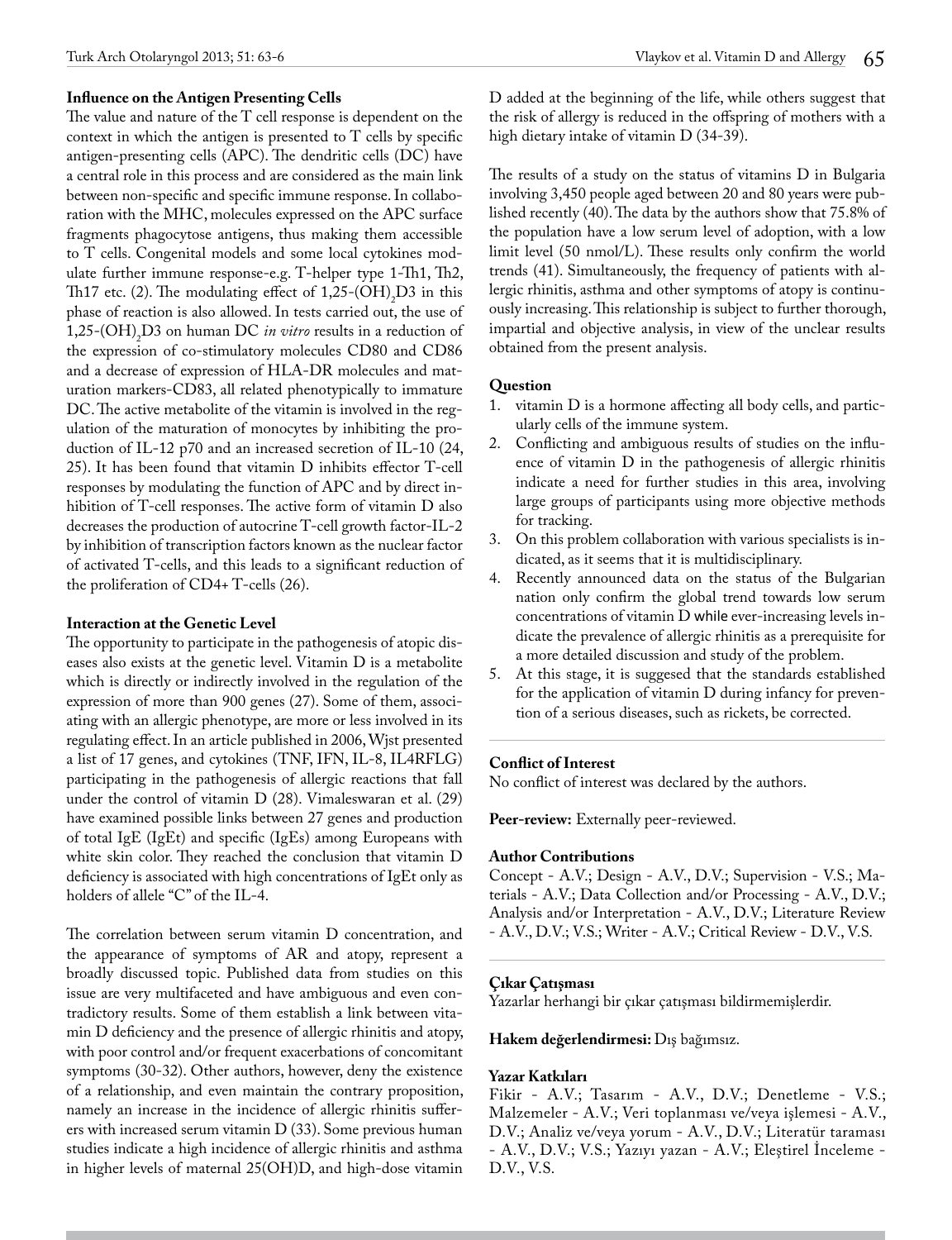### Influence on the Antigen Presenting Cells

The value and nature of the T cell response is dependent on the context in which the antigen is presented to T cells by specific antigen-presenting cells (APC). The dendritic cells (DC) have a central role in this process and are considered as the main link between non-specific and specific immune response. In collaboration with the MHC, molecules expressed on the APC surface fragments phagocytose antigens, thus making them accessible to T cells. Congenital models and some local cytokines modulate further immune response-e.g. T-helper type 1-Th1, Th2, Th17 etc. (2). The modulating effect of 1,25-$(OH)_2$D3 in this phase of reaction is also allowed. In tests carried out, the use of 1,25-$(OH)_2$D3 on human DC *in vitro* results in a reduction of the expression of co-stimulatory molecules CD80 and CD86 and a decrease of expression of HLA-DR molecules and maturation markers-CD83, all related phenotypically to immature DC. The active metabolite of the vitamin is involved in the regulation of the maturation of monocytes by inhibiting the production of IL-12 p70 and an increased secretion of IL-10 (24, 25). It has been found that vitamin D inhibits effector T-cell responses by modulating the function of APC and by direct inhibition of T-cell responses. The active form of vitamin D also decreases the production of autocrine T-cell growth factor-IL-2 by inhibition of transcription factors known as the nuclear factor of activated T-cells, and this leads to a significant reduction of the proliferation of CD4+ T-cells (26).

### Interaction at the Genetic Level

The opportunity to participate in the pathogenesis of atopic diseases also exists at the genetic level. Vitamin D is a metabolite which is directly or indirectly involved in the regulation of the expression of more than 900 genes (27). Some of them, associating with an allergic phenotype, are more or less involved in its regulating effect. In an article published in 2006, Wjst presented a list of 17 genes, and cytokines (TNF, IFN, IL-8, IL4RFLG) participating in the pathogenesis of allergic reactions that fall under the control of vitamin D (28). Vimaleswaran et al. (29) have examined possible links between 27 genes and production of total IgE (IgEt) and specific (IgEs) among Europeans with white skin color. They reached the conclusion that vitamin D deficiency is associated with high concentrations of IgEt only as holders of allele "C" of the IL-4.

The correlation between serum vitamin D concentration, and the appearance of symptoms of AR and atopy, represent a broadly discussed topic. Published data from studies on this issue are very multifaceted and have ambiguous and even contradictory results. Some of them establish a link between vitamin D deficiency and the presence of allergic rhinitis and atopy, with poor control and/or frequent exacerbations of concomitant symptoms (30-32). Other authors, however, deny the existence of a relationship, and even maintain the contrary proposition, namely an increase in the incidence of allergic rhinitis sufferers with increased serum vitamin D (33). Some previous human studies indicate a high incidence of allergic rhinitis and asthma in higher levels of maternal 25(OH)D, and high-dose vitamin D added at the beginning of the life, while others suggest that the risk of allergy is reduced in the offspring of mothers with a high dietary intake of vitamin D (34-39).

The results of a study on the status of vitamins D in Bulgaria involving 3,450 people aged between 20 and 80 years were published recently (40). The data by the authors show that 75.8% of the population have a low serum level of adoption, with a low limit level (50 nmol/L). These results only confirm the world trends (41). Simultaneously, the frequency of patients with allergic rhinitis, asthma and other symptoms of atopy is continuously increasing. This relationship is subject to further thorough, impartial and objective analysis, in view of the unclear results obtained from the present analysis.

### Question

1. vitamin D is a hormone affecting all body cells, and particularly cells of the immune system.
2. Conflicting and ambiguous results of studies on the influence of vitamin D in the pathogenesis of allergic rhinitis indicate a need for further studies in this area, involving large groups of participants using more objective methods for tracking.
3. On this problem collaboration with various specialists is indicated, as it seems that it is multidisciplinary.
4. Recently announced data on the status of the Bulgarian nation only confirm the global trend towards low serum concentrations of vitamin D while ever-increasing levels indicate the prevalence of allergic rhinitis as a prerequisite for a more detailed discussion and study of the problem.
5. At this stage, it is suggesed that the standards established for the application of vitamin D during infancy for prevention of a serious diseases, such as rickets, be corrected.

**Conflict of Interest**
No conflict of interest was declared by the authors.

**Peer-review:** Externally peer-reviewed.

**Author Contributions**
Concept - A.V.; Design - A.V., D.V.; Supervision - V.S.; Materials - A.V.; Data Collection and/or Processing - A.V., D.V.; Analysis and/or Interpretation - A.V., D.V.; Literature Review - A.V., D.V.; V.S.; Writer - A.V.; Critical Review - D.V., V.S.

**Çıkar Çatışması**
Yazarlar herhangi bir çıkar çatışması bildirmemişlerdir.

**Hakem değerlendirmesi:** Dış bağımsız.

**Yazar Katkıları**
Fikir - A.V.; Tasarım - A.V., D.V.; Denetleme - V.S.; Malzemeler - A.V.; Veri toplanması ve/veya işlemesi - A.V., D.V.; Analiz ve/veya yorum - A.V., D.V.; Literatür taraması - A.V., D.V.; V.S.; Yazıyı yazan - A.V.; Eleştirel İnceleme - D.V., V.S.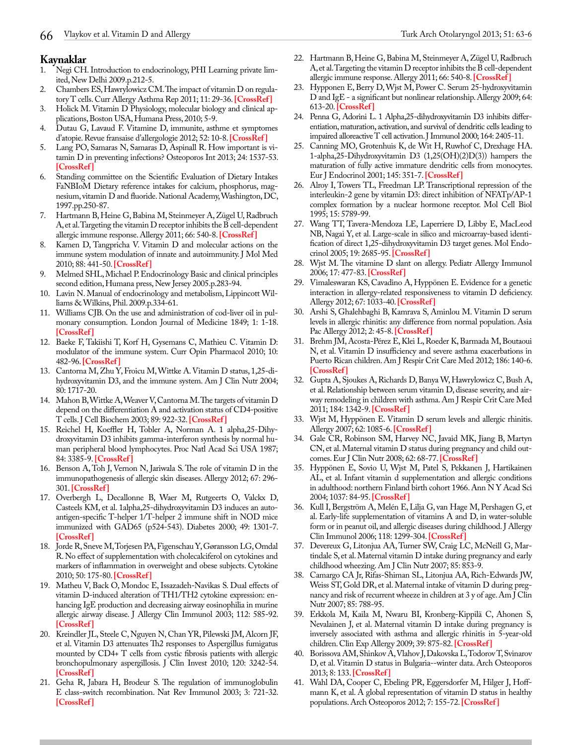## Kaynaklar

1. Negi CH. Introduction to endocrinology, PHI Learning private limited, New Delhi 2009.p.212-5.
2. Chambers ES, Hawrylowicz CM. The impact of vitamin D on regulatory T cells. Curr Allergy Asthma Rep 2011; 11: 29-36. **[CrossRef]**
3. Holick M. Vitamin D Physiology, molecular biology and clinical applications, Boston USA, Humana Press, 2010; 5-9.
4. Dutau G, Lavaud F. Vitamine D, immunite, asthme et symptomes d'atopie. Revue fransaise d'allergologie 2012; 52: 10-8. **[CrossRef]**
5. Lang PO, Samaras N, Samaras D, Aspinall R. How important is vitamin D in preventing infections? Osteoporos Int 2013; 24: 1537-53. **[CrossRef]**
6. Standing committee on the Scientific Evaluation of Dietary Intakes FaNBIoM Dietary reference intakes for calcium, phosphorus, magnesium, vitamin D and fluoride. National Academy, Washington, DC, 1997.pp.250-87.
7. Hartmann B, Heine G, Babina M, Steinmeyer A, Zügel U, Radbruch A, et al. Targeting the vitamin D receptor inhibits the B cell-dependent allergic immune response. Allergy 2011; 66: 540-8. **[CrossRef]**
8. Kamen D, Tangpricha V. Vitamin D and molecular actions on the immune system modulation of innate and autoimmunity. J Mol Med 2010; 88: 441-50. **[CrossRef]**
9. Melmed SHL, Michael P. Endocrinology Basic and clinical principles second edition, Humana press, New Jersey 2005.p.283-94.
10. Lavin N. Manual of endocrinology and metabolism, Lippincott Williams & Wilkins, Phil. 2009.p.334-61.
11. Williams CJB. On the use and administration of cod-liver oil in pulmonary consumption. London Journal of Medicine 1849; 1: 1-18. **[CrossRef]**
12. Baeke F, Takiishi T, Korf H, Gysemans C, Mathieu C. Vitamin D: modulator of the immune system. Curr Opin Pharmacol 2010; 10: 482-96. **[CrossRef]**
13. Cantorna M, Zhu Y, Froicu M, Wittke A. Vitamin D status, 1,25-dihydroxyvitamin D3, and the immune system. Am J Clin Nutr 2004; 80: 1717-20.
14. Mahon B, Wittke A, Weaver V, Cantorna M. The targets of vitamin D depend on the differentiation A and activation status of CD4-positive T cells. J Cell Biochem 2003; 89: 922-32. **[CrossRef]**
15. Reichel H, Koeffler H, Tobler A, Norman A. 1 alpha,25-Dihydroxyvitamin D3 inhibits gamma-interferon synthesis by normal human peripheral blood lymphocytes. Proc Natl Acad Sci USA 1987; 84: 3385-9. **[CrossRef]**
16. Benson A, Toh J, Vernon N, Jariwala S. The role of vitamin D in the immunopathogenesis of allergic skin diseases. Allergy 2012; 67: 296-301. **[CrossRef]**
17. Overbergh L, Decallonne B, Waer M, Rutgeerts O, Valckx D, Casteels KM, et al. 1alpha,25-dihydroxyvitamin D3 induces an autoantigen-specific T-helper 1/T-helper 2 immune shift in NOD mice immunized with GAD65 (p524-543). Diabetes 2000; 49: 1301-7. **[CrossRef]**
18. Jorde R, Sneve M, Torjesen PA, Figenschau Y, Gøransson LG, Omdal R. No effect of supplementation with cholecalciferol on cytokines and markers of inflammation in overweight and obese subjects. Cytokine 2010; 50: 175-80. **[CrossRef]**
19. Matheu V, Back O, Mondoc E, Issazadeh-Navikas S. Dual effects of vitamin D-induced alteration of TH1/TH2 cytokine expression: enhancing IgE production and decreasing airway eosinophilia in murine allergic airway disease. J Allergy Clin Immunol 2003; 112: 585-92. **[CrossRef]**
20. Kreindler JL, Steele C, Nguyen N, Chan YR, Pilewski JM, Alcorn JF, et al. Vitamin D3 attenuates Th2 responses to Aspergillus fumigatus mounted by CD4+ T cells from cystic fibrosis patients with allergic bronchopulmonary aspergillosis. J Clin Invest 2010; 120: 3242-54. **[CrossRef]**
21. Geha R, Jabara H, Brodeur S. The regulation of immunoglobulin E class-switch recombination. Nat Rev Immunol 2003; 3: 721-32. **[CrossRef]**
22. Hartmann B, Heine G, Babina M, Steinmeyer A, Zügel U, Radbruch A, et al. Targeting the vitamin D receptor inhibits the B cell-dependent allergic immune response. Allergy 2011; 66: 540-8. **[CrossRef]**
23. Hypponen E, Berry D, Wjst M, Power C. Serum 25-hydroxyvitamin D and IgE - a significant but nonlinear relationship. Allergy 2009; 64: 613-20. **[CrossRef]**
24. Penna G, Adorini L. 1 Alpha,25-dihydroxyvitamin D3 inhibits differentiation, maturation, activation, and survival of dendritic cells leading to impaired alloreactive T cell activation. J Immunol 2000; 164: 2405-11.
25. Canning MO, Grotenhuis K, de Wit H, Ruwhof C, Drexhage HA. 1-alpha,25-Dihydroxyvitamin D3 (1,25(OH)(2)D(3)) hampers the maturation of fully active immature dendritic cells from monocytes. Eur J Endocrinol 2001; 145: 351-7. **[CrossRef]**
26. Alroy I, Towers TL, Freedman LP. Transcriptional repression of the interleukin-2 gene by vitamin D3: direct inhibition of NFATp/AP-1 complex formation by a nuclear hormone receptor. Mol Cell Biol 1995; 15: 5789-99.
27. Wang TT, Tavera-Mendoza LE, Laperriere D, Libby E, MacLeod NB, Nagai Y, et al. Large-scale in silico and microarray-based identification of direct 1,25-dihydroxyvitamin D3 target genes. Mol Endocrinol 2005; 19: 2685-95. **[CrossRef]**
28. Wjst M. The vitamine D slant on allergy. Pediatr Allergy Immunol 2006; 17: 477-83. **[CrossRef]**
29. Vimaleswaran KS, Cavadino A, Hyppönen E. Evidence for a genetic interaction in allergy-related responsiveness to vitamin D deficiency. Allergy 2012; 67: 1033-40. **[CrossRef]**
30. Arshi S, Ghalehbaghi B, Kamrava S, Aminlou M. Vitamin D serum levels in allergic rhinitis: any difference from normal population. Asia Pac Allergy 2012; 2: 45-8. **[CrossRef]**
31. Brehm JM, Acosta-Pérez E, Klei L, Roeder K, Barmada M, Boutaoui N, et al. Vitamin D insufficiency and severe asthma exacerbations in Puerto Rican children. Am J Respir Crit Care Med 2012; 186: 140-6. **[CrossRef]**
32. Gupta A, Sjoukes A, Richards D, Banya W, Hawrylowicz C, Bush A, et al. Relationship between serum vitamin D, disease severity, and airway remodeling in children with asthma. Am J Respir Crit Care Med 2011; 184: 1342-9. **[CrossRef]**
33. Wjst M, Hyppönen E. Vitamin D serum levels and allergic rhinitis. Allergy 2007; 62: 1085-6. **[CrossRef]**
34. Gale CR, Robinson SM, Harvey NC, Javaid MK, Jiang B, Martyn CN, et al. Maternal vitamin D status during pregnancy and child outcomes. Eur J Clin Nutr 2008; 62: 68-77. **[CrossRef]**
35. Hyppönen E, Sovio U, Wjst M, Patel S, Pekkanen J, Hartikainen AL, et al. Infant vitamin d supplementation and allergic conditions in adulthood: northern Finland birth cohort 1966. Ann N Y Acad Sci 2004; 1037: 84-95. **[CrossRef]**
36. Kull I, Bergström A, Melén E, Lilja G, van Hage M, Pershagen G, et al. Early-life supplementation of vitamins A and D, in water-soluble form or in peanut oil, and allergic diseases during childhood. J Allergy Clin Immunol 2006; 118: 1299-304. **[CrossRef]**
37. Devereux G, Litonjua AA, Turner SW, Craig LC, McNeill G, Martindale S, et al. Maternal vitamin D intake during pregnancy and early childhood wheezing. Am J Clin Nutr 2007; 85: 853-9.
38. Camargo CA Jr, Rifas-Shiman SL, Litonjua AA, Rich-Edwards JW, Weiss ST, Gold DR, et al. Maternal intake of vitamin D during pregnancy and risk of recurrent wheeze in children at 3 y of age. Am J Clin Nutr 2007; 85: 788-95.
39. Erkkola M, Kaila M, Nwaru BI, Kronberg-Kippilä C, Ahonen S, Nevalainen J, et al. Maternal vitamin D intake during pregnancy is inversely associated with asthma and allergic rhinitis in 5-year-old children. Clin Exp Allergy 2009; 39: 875-82. **[CrossRef]**
40. Borissova AM, Shinkov A, Vlahov J, Dakovska L, Todorov T, Svinarov D, et al. Vitamin D status in Bulgaria--winter data. Arch Osteoporos 2013; 8: 133. **[CrossRef]**
41. Wahl DA, Cooper C, Ebeling PR, Eggersdorfer M, Hilger J, Hoffmann K, et al. A global representation of vitamin D status in healthy populations. Arch Osteoporos 2012; 7: 155-72. **[CrossRef]**